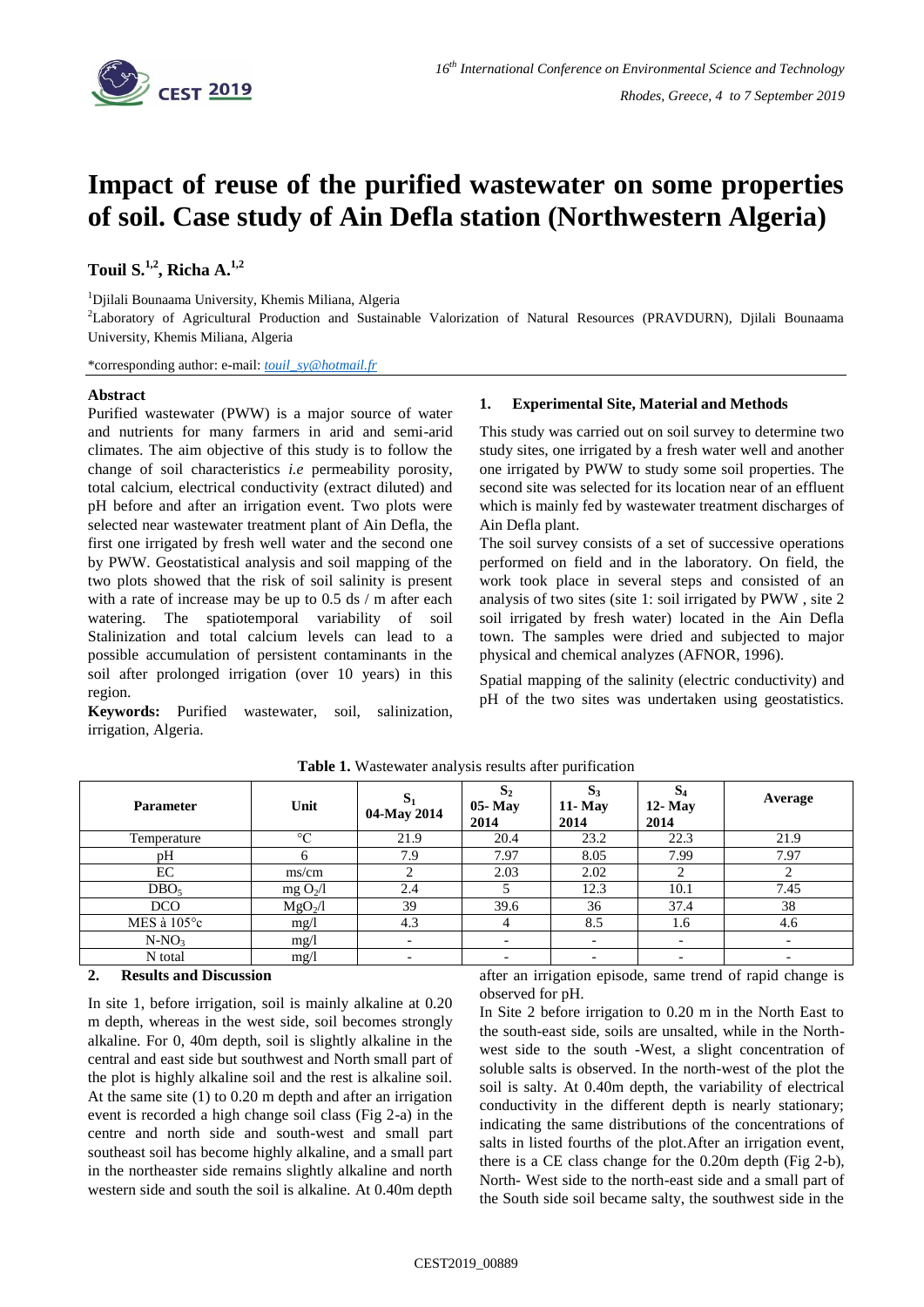# Impact of reuse of the purified wastewater on some properties of soil. Case study of Ain Defla station (Northwestern Algeria)

**Touil S.[1,2], Richa A.[1,2]**

[1]Djilali Bounaama University, Khemis Miliana, Algeria

[2]Laboratory of Agricultural Production and Sustainable Valorization of Natural Resources (PRAVDURN), Djilali Bounaama University, Khemis Miliana, Algeria

*corresponding author: e-mail: *touil_sy@hotmail.fr*

## Abstract

Purified wastewater (PWW) is a major source of water and nutrients for many farmers in arid and semi-arid climates. The aim objective of this study is to follow the change of soil characteristics *i.e* permeability porosity, total calcium, electrical conductivity (extract diluted) and pH before and after an irrigation event. Two plots were selected near wastewater treatment plant of Ain Defla, the first one irrigated by fresh well water and the second one by PWW. Geostatistical analysis and soil mapping of the two plots showed that the risk of soil salinity is present with a rate of increase may be up to 0.5 ds / m after each watering. The spatiotemporal variability of soil Stalinization and total calcium levels can lead to a possible accumulation of persistent contaminants in the soil after prolonged irrigation (over 10 years) in this region.

**Keywords:** Purified wastewater, soil, salinization, irrigation, Algeria.

## 1. Experimental Site, Material and Methods

This study was carried out on soil survey to determine two study sites, one irrigated by a fresh water well and another one irrigated by PWW to study some soil properties. The second site was selected for its location near of an effluent which is mainly fed by wastewater treatment discharges of Ain Defla plant.

The soil survey consists of a set of successive operations performed on field and in the laboratory. On field, the work took place in several steps and consisted of an analysis of two sites (site 1: soil irrigated by PWW , site 2 soil irrigated by fresh water) located in the Ain Defla town. The samples were dried and subjected to major physical and chemical analyzes (AFNOR, 1996).

Spatial mapping of the salinity (electric conductivity) and pH of the two sites was undertaken using geostatistics.

**Table 1.** Wastewater analysis results after purification

| Parameter | Unit | $S_1$ 04-May 2014 | $S_2$ 05- May 2014 | $S_3$ 11- May 2014 | $S_4$ 12- May 2014 | Average |
|---|---|---|---|---|---|---|
| Temperature | °C | 21.9 | 20.4 | 23.2 | 22.3 | 21.9 |
| pH | 6 | 7.9 | 7.97 | 8.05 | 7.99 | 7.97 |
| EC | ms/cm | 2 | 2.03 | 2.02 | 2 | 2 |
| $DBO_5$ | mg $O_2$/l | 2.4 | 5 | 12.3 | 10.1 | 7.45 |
| DCO | $MgO_2$/l | 39 | 39.6 | 36 | 37.4 | 38 |
| MES à 105°c | mg/l | 4.3 | 4 | 8.5 | 1.6 | 4.6 |
| $N\text{-}NO_3$ | mg/l | - | - | - | - | - |
| N total | mg/l | - | - | - | - | - |

## 2. Results and Discussion

In site 1, before irrigation, soil is mainly alkaline at 0.20 m depth, whereas in the west side, soil becomes strongly alkaline. For 0, 40m depth, soil is slightly alkaline in the central and east side but southwest and North small part of the plot is highly alkaline soil and the rest is alkaline soil. At the same site (1) to 0.20 m depth and after an irrigation event is recorded a high change soil class (Fig 2-a) in the centre and north side and south-west and small part southeast soil has become highly alkaline, and a small part in the northeaster side remains slightly alkaline and north western side and south the soil is alkaline. At 0.40m depth after an irrigation episode, same trend of rapid change is observed for pH.

In Site 2 before irrigation to 0.20 m in the North East to the south-east side, soils are unsalted, while in the North-west side to the south -West, a slight concentration of soluble salts is observed. In the north-west of the plot the soil is salty. At 0.40m depth, the variability of electrical conductivity in the different depth is nearly stationary; indicating the same distributions of the concentrations of salts in listed fourths of the plot.After an irrigation event, there is a CE class change for the 0.20m depth (Fig 2-b), North- West side to the north-east side and a small part of the South side soil became salty, the southwest side in the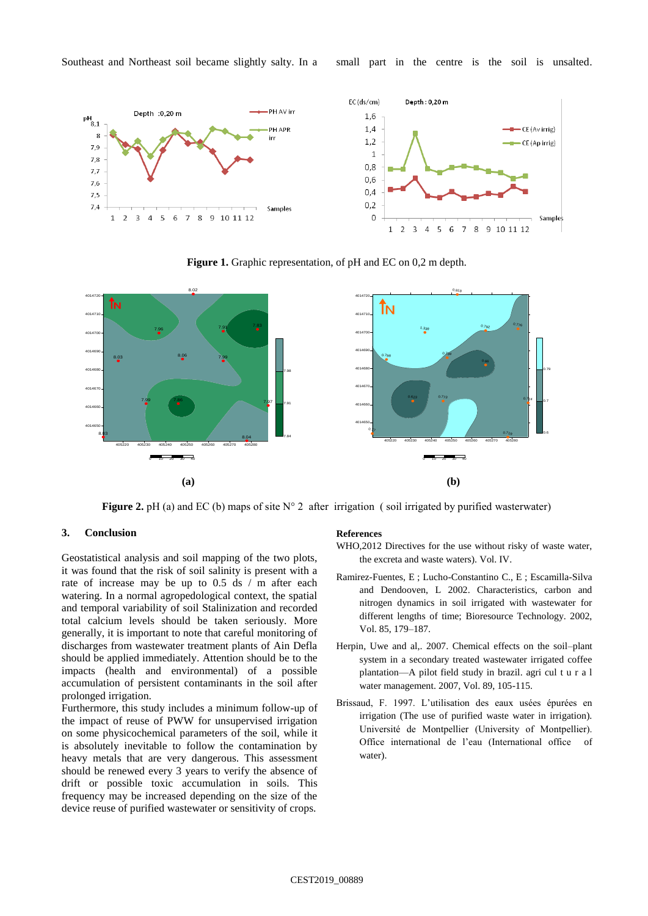Southeast and Northeast soil became slightly salty. In a small part in the centre is the soil is unsalted.

pH
Depth :0,20 m
PH AV irr
PH APR irr
8,1
8
7,9
7,8
7,7
7,6
7,5
7,4
1 2 3 4 5 6 7 8 9 10 11 12
Samples

EC (ds/cm)
Depth : 0,20 m
CE (Av irrig)
CE (Ap irrig)
1,6
1,4
1,2
1
0,8
0,6
0,4
0,2
0
1 2 3 4 5 6 7 8 9 10 11 12
Samples

**Figure 1.** Graphic representation, of pH and EC on 0,2 m depth.

**(a)**

**(b)**

**Figure 2.** pH (a) and EC (b) maps of site N° 2 after irrigation ( soil irrigated by purified wasterwater)

## 3. Conclusion

Geostatistical analysis and soil mapping of the two plots, it was found that the risk of soil salinity is present with a rate of increase may be up to 0.5 ds / m after each watering. In a normal agropedological context, the spatial and temporal variability of soil Stalinization and recorded total calcium levels should be taken seriously. More generally, it is important to note that careful monitoring of discharges from wastewater treatment plants of Ain Defla should be applied immediately. Attention should be to the impacts (health and environmental) of a possible accumulation of persistent contaminants in the soil after prolonged irrigation.

Furthermore, this study includes a minimum follow-up of the impact of reuse of PWW for unsupervised irrigation on some physicochemical parameters of the soil, while it is absolutely inevitable to follow the contamination by heavy metals that are very dangerous. This assessment should be renewed every 3 years to verify the absence of drift or possible toxic accumulation in soils. This frequency may be increased depending on the size of the device reuse of purified wastewater or sensitivity of crops.

## References

WHO,2012 Directives for the use without risky of waste water, the excreta and waste waters). Vol. IV.

Ramirez-Fuentes, E ; Lucho-Constantino C., E ; Escamilla-Silva and Dendooven, L 2002. Characteristics, carbon and nitrogen dynamics in soil irrigated with wastewater for different lengths of time; Bioresource Technology. 2002, Vol. 85, 179–187.

Herpin, Uwe and al,. 2007. Chemical effects on the soil–plant system in a secondary treated wastewater irrigated coffee plantation—A pilot field study in brazil. agri cul t u r a l water management. 2007, Vol. 89, 105-115.

Brissaud, F. 1997. L'utilisation des eaux usées épurées en irrigation (The use of purified waste water in irrigation). Université de Montpellier (University of Montpellier). Office international de l'eau (International office of water).